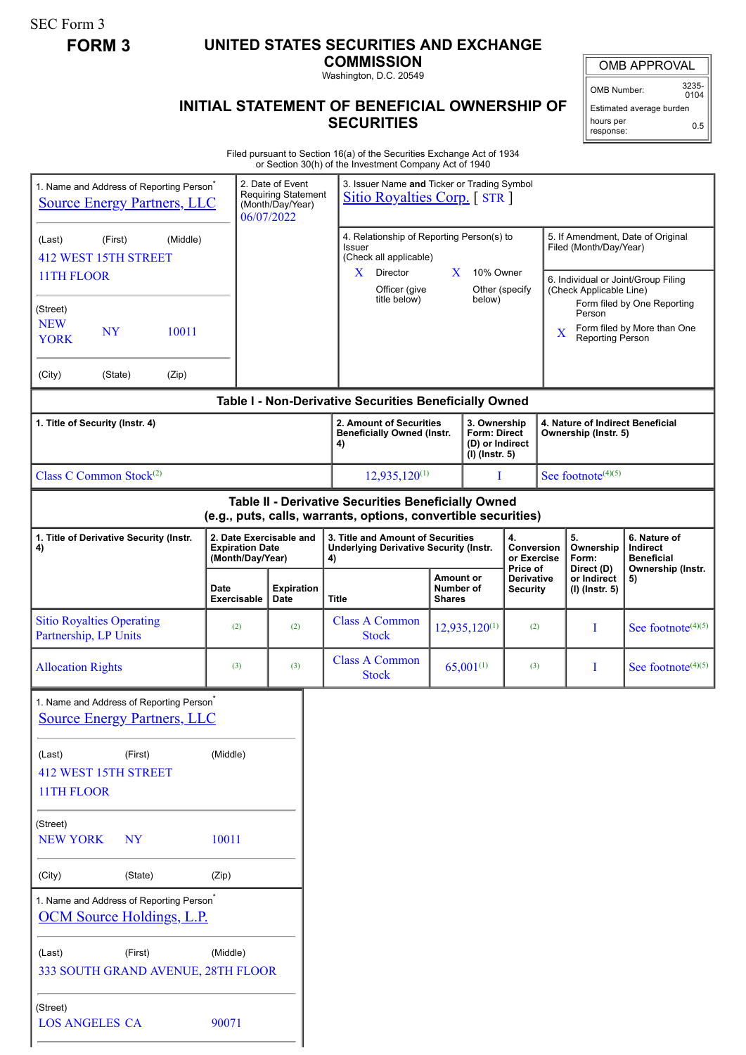SEC Form 3

# FORM 3

## UNITED STATES SECURITIES AND EXCHANGE COMMISSION

Washington, D.C. 20549

## INITIAL STATEMENT OF BENEFICIAL OWNERSHIP OF SECURITIES

| OMB APPROVAL | |
|---|---|
| OMB Number: | 3235-0104 |
| Estimated average burden hours per response: | 0.5 |

Filed pursuant to Section 16(a) of the Securities Exchange Act of 1934 or Section 30(h) of the Investment Company Act of 1940

1. Name and Address of Reporting Person*
Source Energy Partners, LLC

(Last) (First) (Middle)
412 WEST 15TH STREET
11TH FLOOR

(Street)
NEW YORK NY 10011

(City) (State) (Zip)

2. Date of Event Requiring Statement (Month/Day/Year)
06/07/2022

3. Issuer Name **and** Ticker or Trading Symbol
Sitio Royalties Corp. [ STR ]

4. Relationship of Reporting Person(s) to Issuer (Check all applicable)
X Director
X 10% Owner
Officer (give title below)
Other (specify below)

5. If Amendment, Date of Original Filed (Month/Day/Year)

6. Individual or Joint/Group Filing (Check Applicable Line)
Form filed by One Reporting Person
X Form filed by More than One Reporting Person

### Table I - Non-Derivative Securities Beneficially Owned

| 1. Title of Security (Instr. 4) | 2. Amount of Securities Beneficially Owned (Instr. 4) | 3. Ownership Form: Direct (D) or Indirect (I) (Instr. 5) | 4. Nature of Indirect Beneficial Ownership (Instr. 5) |
|---|---|---|---|
| Class C Common Stock[2] | 12,935,120[1] | I | See footnote[4][5] |

### Table II - Derivative Securities Beneficially Owned (e.g., puts, calls, warrants, options, convertible securities)

| 1. Title of Derivative Security (Instr. 4) | 2. Date Exercisable and Expiration Date (Month/Day/Year) | | 3. Title and Amount of Securities Underlying Derivative Security (Instr. 4) | | 4. Conversion or Exercise Price of Derivative Security | 5. Ownership Form: Direct (D) or Indirect (I) (Instr. 5) | 6. Nature of Indirect Beneficial Ownership (Instr. 5) |
|---|---|---|---|---|---|---|---|
| | Date Exercisable | Expiration Date | Title | Amount or Number of Shares | | | |
| Sitio Royalties Operating Partnership, LP Units | [2] | [2] | Class A Common Stock | 12,935,120[1] | [2] | I | See footnote[4][5] |
| Allocation Rights | [3] | [3] | Class A Common Stock | 65,001[1] | [3] | I | See footnote[4][5] |

1. Name and Address of Reporting Person*
Source Energy Partners, LLC

(Last) (First) (Middle)
412 WEST 15TH STREET
11TH FLOOR

(Street)
NEW YORK NY 10011

(City) (State) (Zip)

1. Name and Address of Reporting Person*
OCM Source Holdings, L.P.

(Last) (First) (Middle)
333 SOUTH GRAND AVENUE, 28TH FLOOR

(Street)
LOS ANGELES CA 90071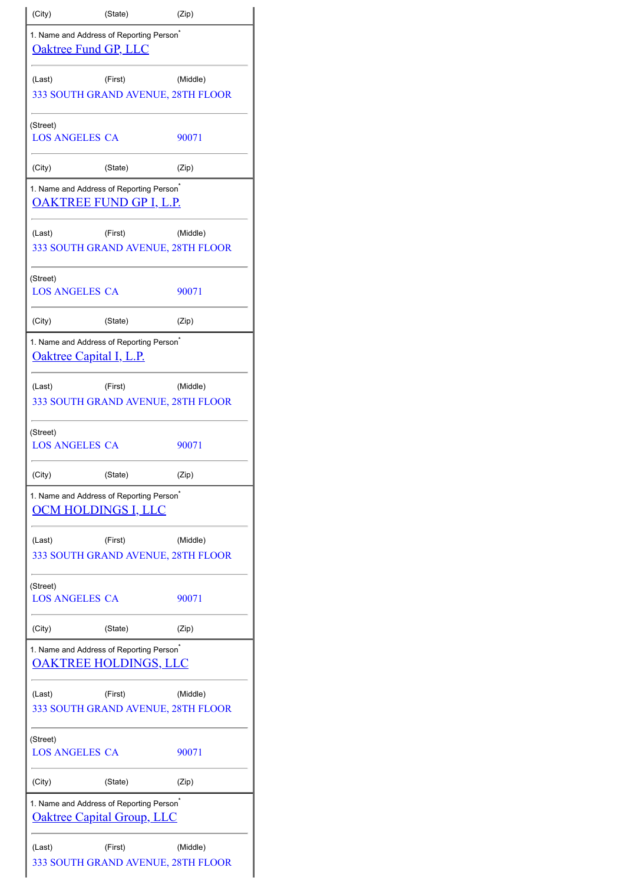| (City) | (State) | (Zip) |
|---|---|---|

1. Name and Address of Reporting Person*

Oaktree Fund GP, LLC

| (Last) | (First) | (Middle) |
|---|---|---|

333 SOUTH GRAND AVENUE, 28TH FLOOR

(Street)

| LOS ANGELES | CA | 90071 |
|---|---|---|
| (City) | (State) | (Zip) |

1. Name and Address of Reporting Person*

OAKTREE FUND GP I, L.P.

| (Last) | (First) | (Middle) |
|---|---|---|

333 SOUTH GRAND AVENUE, 28TH FLOOR

(Street)

| LOS ANGELES | CA | 90071 |
|---|---|---|
| (City) | (State) | (Zip) |

1. Name and Address of Reporting Person*

Oaktree Capital I, L.P.

| (Last) | (First) | (Middle) |
|---|---|---|

333 SOUTH GRAND AVENUE, 28TH FLOOR

(Street)

| LOS ANGELES | CA | 90071 |
|---|---|---|
| (City) | (State) | (Zip) |

1. Name and Address of Reporting Person*

OCM HOLDINGS I, LLC

| (Last) | (First) | (Middle) |
|---|---|---|

333 SOUTH GRAND AVENUE, 28TH FLOOR

(Street)

| LOS ANGELES | CA | 90071 |
|---|---|---|
| (City) | (State) | (Zip) |

1. Name and Address of Reporting Person*

OAKTREE HOLDINGS, LLC

| (Last) | (First) | (Middle) |
|---|---|---|

333 SOUTH GRAND AVENUE, 28TH FLOOR

(Street)

| LOS ANGELES | CA | 90071 |
|---|---|---|
| (City) | (State) | (Zip) |

1. Name and Address of Reporting Person*

Oaktree Capital Group, LLC

| (Last) | (First) | (Middle) |
|---|---|---|

333 SOUTH GRAND AVENUE, 28TH FLOOR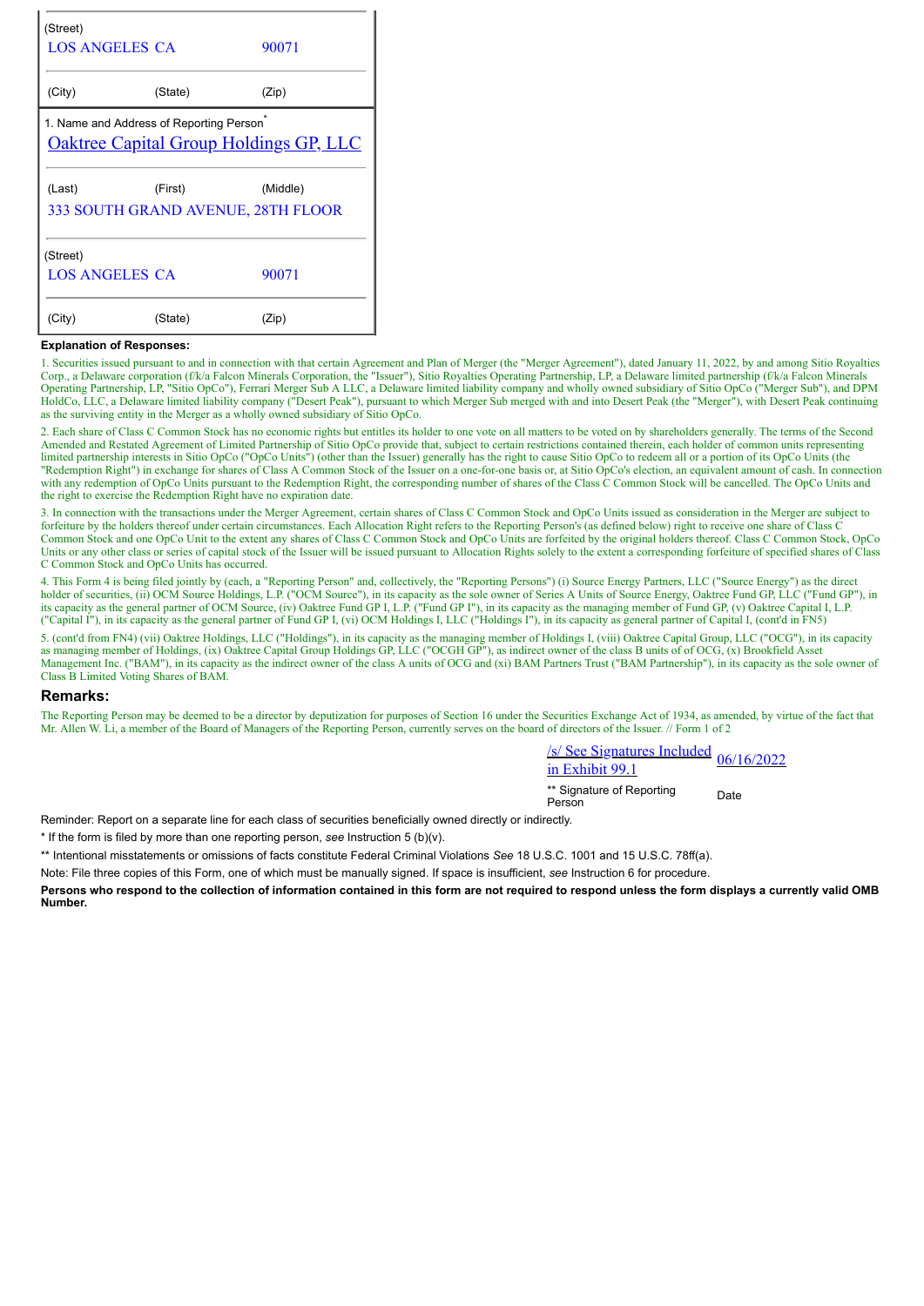(Street)

LOS ANGELES CA 90071

(City) (State) (Zip)

1. Name and Address of Reporting Person*

Oaktree Capital Group Holdings GP, LLC

(Last) (First) (Middle)

333 SOUTH GRAND AVENUE, 28TH FLOOR

(Street)

LOS ANGELES CA 90071

(City) (State) (Zip)

**Explanation of Responses:**

1. Securities issued pursuant to and in connection with that certain Agreement and Plan of Merger (the "Merger Agreement"), dated January 11, 2022, by and among Sitio Royalties Corp., a Delaware corporation (f/k/a Falcon Minerals Corporation, the "Issuer"), Sitio Royalties Operating Partnership, LP, a Delaware limited partnership (f/k/a Falcon Minerals Operating Partnership, LP, "Sitio OpCo"), Ferrari Merger Sub A LLC, a Delaware limited liability company and wholly owned subsidiary of Sitio OpCo ("Merger Sub"), and DPM HoldCo, LLC, a Delaware limited liability company ("Desert Peak"), pursuant to which Merger Sub merged with and into Desert Peak (the "Merger"), with Desert Peak continuing as the surviving entity in the Merger as a wholly owned subsidiary of Sitio OpCo.

2. Each share of Class C Common Stock has no economic rights but entitles its holder to one vote on all matters to be voted on by shareholders generally. The terms of the Second Amended and Restated Agreement of Limited Partnership of Sitio OpCo provide that, subject to certain restrictions contained therein, each holder of common units representing limited partnership interests in Sitio OpCo ("OpCo Units") (other than the Issuer) generally has the right to cause Sitio OpCo to redeem all or a portion of its OpCo Units (the "Redemption Right") in exchange for shares of Class A Common Stock of the Issuer on a one-for-one basis or, at Sitio OpCo's election, an equivalent amount of cash. In connection with any redemption of OpCo Units pursuant to the Redemption Right, the corresponding number of shares of the Class C Common Stock will be cancelled. The OpCo Units and the right to exercise the Redemption Right have no expiration date.

3. In connection with the transactions under the Merger Agreement, certain shares of Class C Common Stock and OpCo Units issued as consideration in the Merger are subject to forfeiture by the holders thereof under certain circumstances. Each Allocation Right refers to the Reporting Person's (as defined below) right to receive one share of Class C Common Stock and one OpCo Unit to the extent any shares of Class C Common Stock and OpCo Units are forfeited by the original holders thereof. Class C Common Stock, OpCo Units or any other class or series of capital stock of the Issuer will be issued pursuant to Allocation Rights solely to the extent a corresponding forfeiture of specified shares of Class C Common Stock and OpCo Units has occurred.

4. This Form 4 is being filed jointly by (each, a "Reporting Person" and, collectively, the "Reporting Persons") (i) Source Energy Partners, LLC ("Source Energy") as the direct holder of securities, (ii) OCM Source Holdings, L.P. ("OCM Source"), in its capacity as the sole owner of Series A Units of Source Energy, Oaktree Fund GP, LLC ("Fund GP"), in its capacity as the general partner of OCM Source, (iv) Oaktree Fund GP I, L.P. ("Fund GP I"), in its capacity as the managing member of Fund GP, (v) Oaktree Capital I, L.P. ("Capital I"), in its capacity as the general partner of Fund GP I, (vi) OCM Holdings I, LLC ("Holdings I"), in its capacity as general partner of Capital I, (cont'd in FN5)

5. (cont'd from FN4) (vii) Oaktree Holdings, LLC ("Holdings"), in its capacity as the managing member of Holdings I, (viii) Oaktree Capital Group, LLC ("OCG"), in its capacity as managing member of Holdings, (ix) Oaktree Capital Group Holdings GP, LLC ("OCGH GP"), as indirect owner of the class B units of of OCG, (x) Brookfield Asset Management Inc. ("BAM"), in its capacity as the indirect owner of the class A units of OCG and (xi) BAM Partners Trust ("BAM Partnership"), in its capacity as the sole owner of Class B Limited Voting Shares of BAM.

## Remarks:

The Reporting Person may be deemed to be a director by deputization for purposes of Section 16 under the Securities Exchange Act of 1934, as amended, by virtue of the fact that Mr. Allen W. Li, a member of the Board of Managers of the Reporting Person, currently serves on the board of directors of the Issuer. // Form 1 of 2

| | |
|---|---|
| /s/ See Signatures Included in Exhibit 99.1 | 06/16/2022 |
| ** Signature of Reporting Person | Date |

Reminder: Report on a separate line for each class of securities beneficially owned directly or indirectly.

* If the form is filed by more than one reporting person, *see* Instruction 5 (b)(v).

** Intentional misstatements or omissions of facts constitute Federal Criminal Violations *See* 18 U.S.C. 1001 and 15 U.S.C. 78ff(a).

Note: File three copies of this Form, one of which must be manually signed. If space is insufficient, *see* Instruction 6 for procedure.

**Persons who respond to the collection of information contained in this form are not required to respond unless the form displays a currently valid OMB Number.**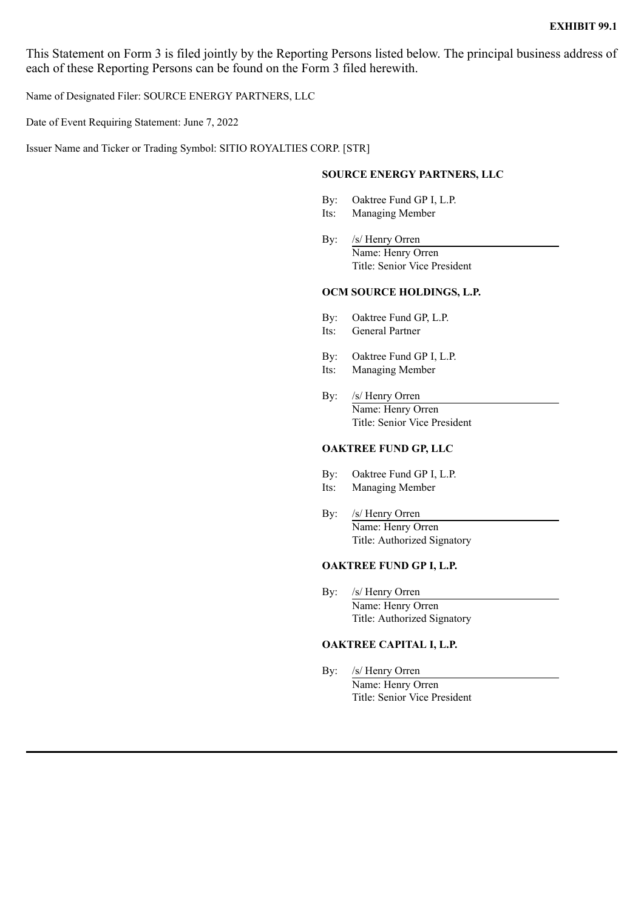**EXHIBIT 99.1**

This Statement on Form 3 is filed jointly by the Reporting Persons listed below. The principal business address of each of these Reporting Persons can be found on the Form 3 filed herewith.

Name of Designated Filer: SOURCE ENERGY PARTNERS, LLC

Date of Event Requiring Statement: June 7, 2022

Issuer Name and Ticker or Trading Symbol: SITIO ROYALTIES CORP. [STR]

**SOURCE ENERGY PARTNERS, LLC**

By: Oaktree Fund GP I, L.P.
Its: Managing Member

By: /s/ Henry Orren
Name: Henry Orren
Title: Senior Vice President

**OCM SOURCE HOLDINGS, L.P.**

By: Oaktree Fund GP, L.P.
Its: General Partner

By: Oaktree Fund GP I, L.P.
Its: Managing Member

By: /s/ Henry Orren
Name: Henry Orren
Title: Senior Vice President

**OAKTREE FUND GP, LLC**

By: Oaktree Fund GP I, L.P.
Its: Managing Member

By: /s/ Henry Orren
Name: Henry Orren
Title: Authorized Signatory

**OAKTREE FUND GP I, L.P.**

By: /s/ Henry Orren
Name: Henry Orren
Title: Authorized Signatory

**OAKTREE CAPITAL I, L.P.**

By: /s/ Henry Orren
Name: Henry Orren
Title: Senior Vice President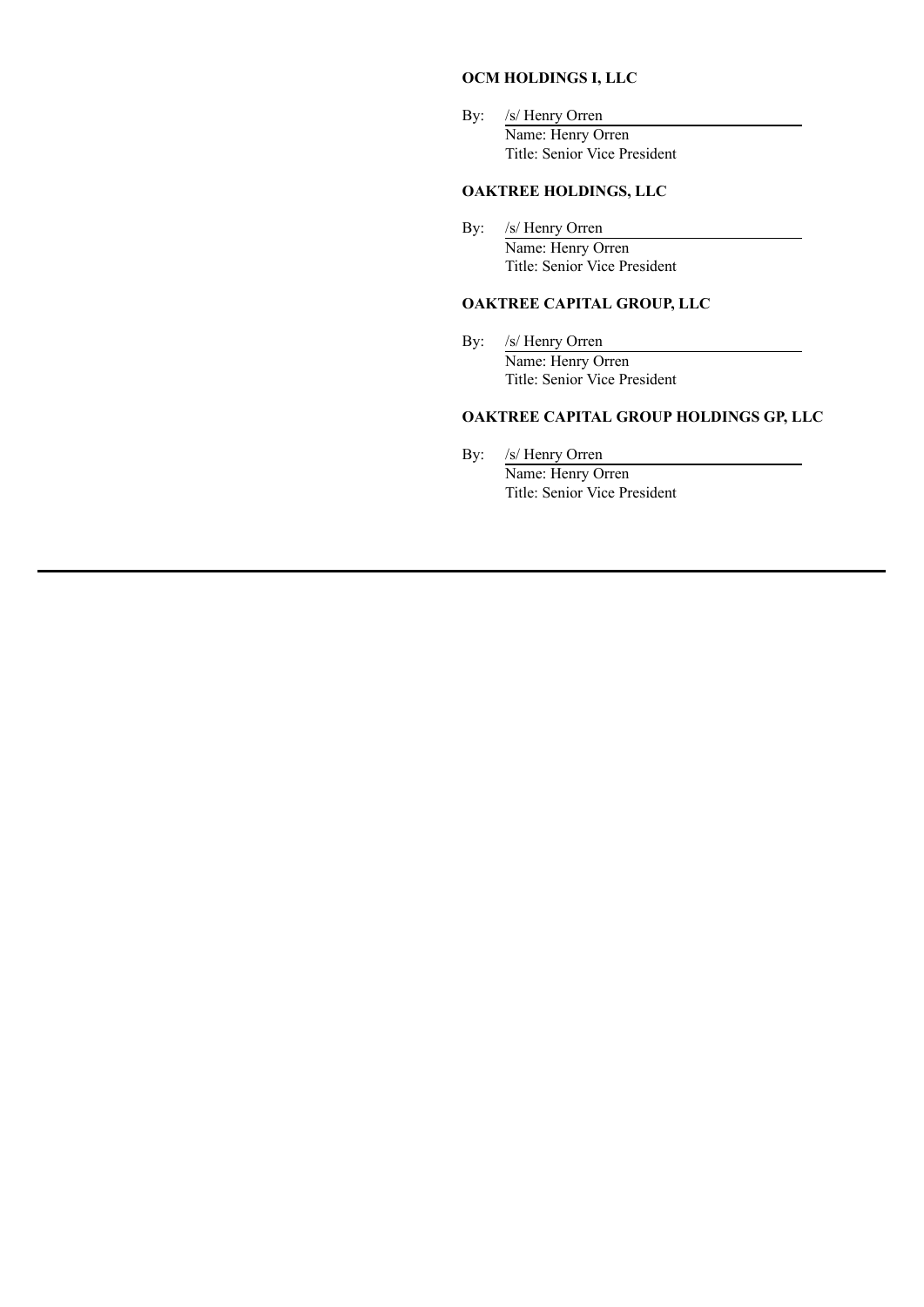**OCM HOLDINGS I, LLC**

By: /s/ Henry Orren
Name: Henry Orren
Title: Senior Vice President

**OAKTREE HOLDINGS, LLC**

By: /s/ Henry Orren
Name: Henry Orren
Title: Senior Vice President

**OAKTREE CAPITAL GROUP, LLC**

By: /s/ Henry Orren
Name: Henry Orren
Title: Senior Vice President

**OAKTREE CAPITAL GROUP HOLDINGS GP, LLC**

By: /s/ Henry Orren
Name: Henry Orren
Title: Senior Vice President